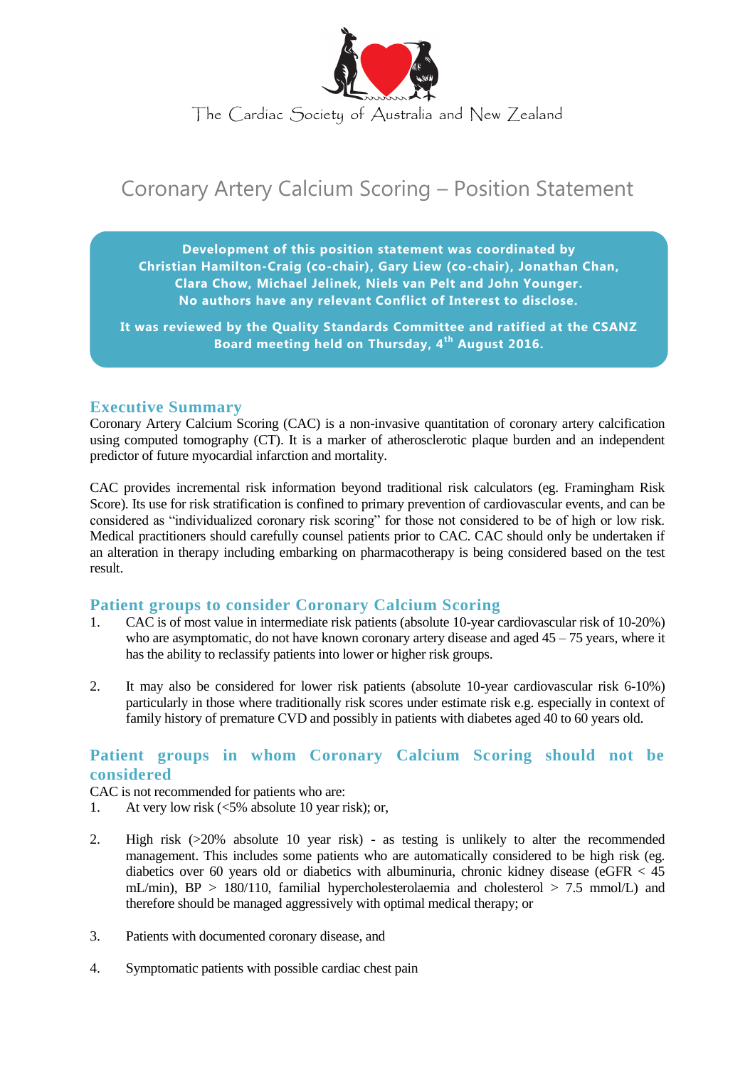The Cardiac Society of Australia and New Zealand

# Coronary Artery Calcium Scoring – Position Statement

**Development of this position statement was coordinated by Christian Hamilton-Craig (co-chair), Gary Liew (co-chair), Jonathan Chan, Clara Chow, Michael Jelinek, Niels van Pelt and John Younger.**
**No authors have any relevant Conflict of Interest to disclose.**

**It was reviewed by the Quality Standards Committee and ratified at the CSANZ Board meeting held on Thursday, 4th August 2016.**

## Executive Summary

Coronary Artery Calcium Scoring (CAC) is a non-invasive quantitation of coronary artery calcification using computed tomography (CT). It is a marker of atherosclerotic plaque burden and an independent predictor of future myocardial infarction and mortality.

CAC provides incremental risk information beyond traditional risk calculators (eg. Framingham Risk Score). Its use for risk stratification is confined to primary prevention of cardiovascular events, and can be considered as "individualized coronary risk scoring" for those not considered to be of high or low risk. Medical practitioners should carefully counsel patients prior to CAC. CAC should only be undertaken if an alteration in therapy including embarking on pharmacotherapy is being considered based on the test result.

## Patient groups to consider Coronary Calcium Scoring

1. CAC is of most value in intermediate risk patients (absolute 10-year cardiovascular risk of 10-20%) who are asymptomatic, do not have known coronary artery disease and aged 45 – 75 years, where it has the ability to reclassify patients into lower or higher risk groups.

2. It may also be considered for lower risk patients (absolute 10-year cardiovascular risk 6-10%) particularly in those where traditionally risk scores under estimate risk e.g. especially in context of family history of premature CVD and possibly in patients with diabetes aged 40 to 60 years old.

## Patient groups in whom Coronary Calcium Scoring should not be considered

CAC is not recommended for patients who are:

1. At very low risk (<5% absolute 10 year risk); or,

2. High risk (>20% absolute 10 year risk) - as testing is unlikely to alter the recommended management. This includes some patients who are automatically considered to be high risk (eg. diabetics over 60 years old or diabetics with albuminuria, chronic kidney disease (eGFR < 45 mL/min), BP > 180/110, familial hypercholesterolaemia and cholesterol > 7.5 mmol/L) and therefore should be managed aggressively with optimal medical therapy; or

3. Patients with documented coronary disease, and

4. Symptomatic patients with possible cardiac chest pain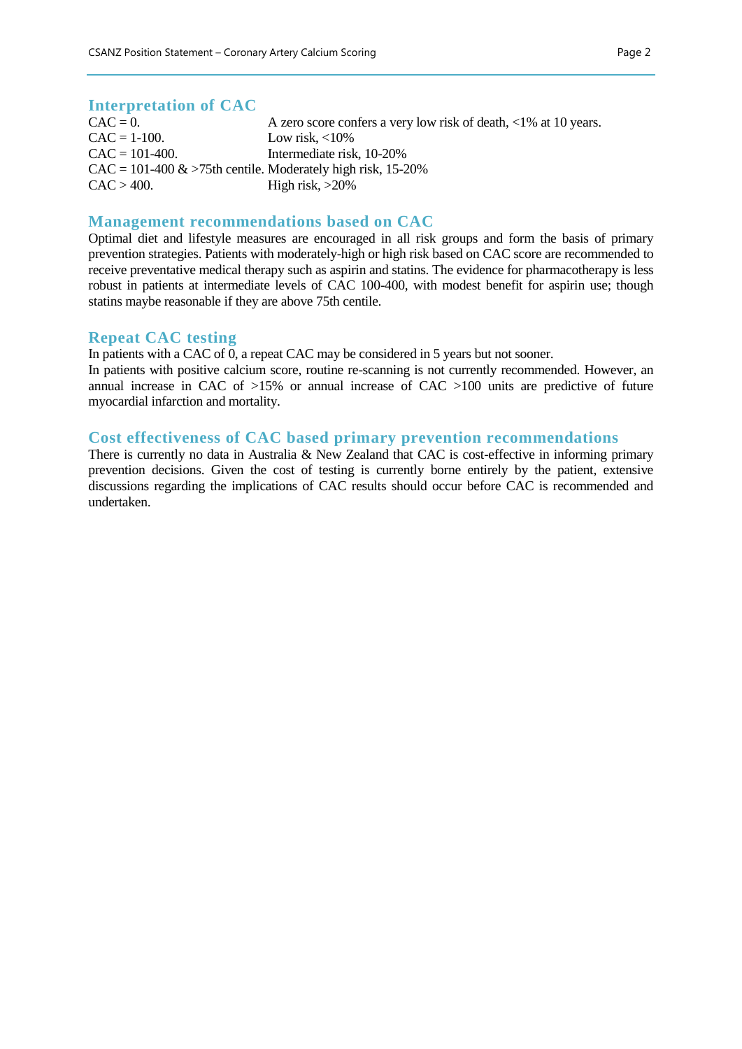## Interpretation of CAC

| | |
|---|---|
| CAC = 0. | A zero score confers a very low risk of death, <1% at 10 years. |
| CAC = 1-100. | Low risk, <10% |
| CAC = 101-400. | Intermediate risk, 10-20% |
| CAC = 101-400 & >75th centile. | Moderately high risk, 15-20% |
| CAC > 400. | High risk, >20% |

## Management recommendations based on CAC

Optimal diet and lifestyle measures are encouraged in all risk groups and form the basis of primary prevention strategies. Patients with moderately-high or high risk based on CAC score are recommended to receive preventative medical therapy such as aspirin and statins. The evidence for pharmacotherapy is less robust in patients at intermediate levels of CAC 100-400, with modest benefit for aspirin use; though statins maybe reasonable if they are above 75th centile.

## Repeat CAC testing

In patients with a CAC of 0, a repeat CAC may be considered in 5 years but not sooner.

In patients with positive calcium score, routine re-scanning is not currently recommended. However, an annual increase in CAC of >15% or annual increase of CAC >100 units are predictive of future myocardial infarction and mortality.

## Cost effectiveness of CAC based primary prevention recommendations

There is currently no data in Australia & New Zealand that CAC is cost-effective in informing primary prevention decisions. Given the cost of testing is currently borne entirely by the patient, extensive discussions regarding the implications of CAC results should occur before CAC is recommended and undertaken.